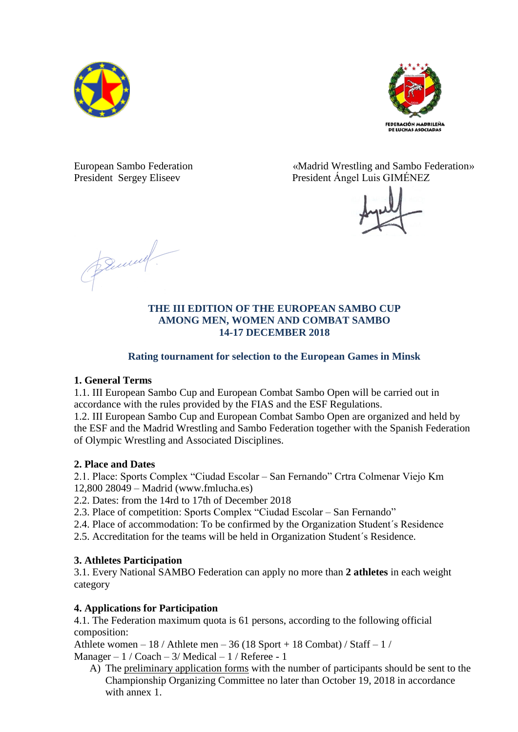European Sambo Federation
President Sergey Eliseev

«Madrid Wrestling and Sambo Federation»
President Ángel Luis GIMÉNEZ

## THE III EDITION OF THE EUROPEAN SAMBO CUP AMONG MEN, WOMEN AND COMBAT SAMBO 14-17 DECEMBER 2018

### Rating tournament for selection to the European Games in Minsk

**1. General Terms**

1.1. III European Sambo Cup and European Combat Sambo Open will be carried out in accordance with the rules provided by the FIAS and the ESF Regulations.
1.2. III European Sambo Cup and European Combat Sambo Open are organized and held by the ESF and the Madrid Wrestling and Sambo Federation together with the Spanish Federation of Olympic Wrestling and Associated Disciplines.

**2. Place and Dates**

2.1. Place: Sports Complex "Ciudad Escolar – San Fernando" Crtra Colmenar Viejo Km 12,800 28049 – Madrid (www.fmlucha.es)
2.2. Dates: from the 14rd to 17th of December 2018
2.3. Place of competition: Sports Complex "Ciudad Escolar – San Fernando"
2.4. Place of accommodation: To be confirmed by the Organization Student´s Residence
2.5. Accreditation for the teams will be held in Organization Student´s Residence.

**3. Athletes Participation**

3.1. Every National SAMBO Federation can apply no more than **2 athletes** in each weight category

**4. Applications for Participation**

4.1. The Federation maximum quota is 61 persons, according to the following official composition:
Athlete women – 18 / Athlete men – 36 (18 Sport + 18 Combat) / Staff – 1 / Manager – 1 / Coach – 3/ Medical – 1 / Referee - 1

A) The preliminary application forms with the number of participants should be sent to the Championship Organizing Committee no later than October 19, 2018 in accordance with annex 1.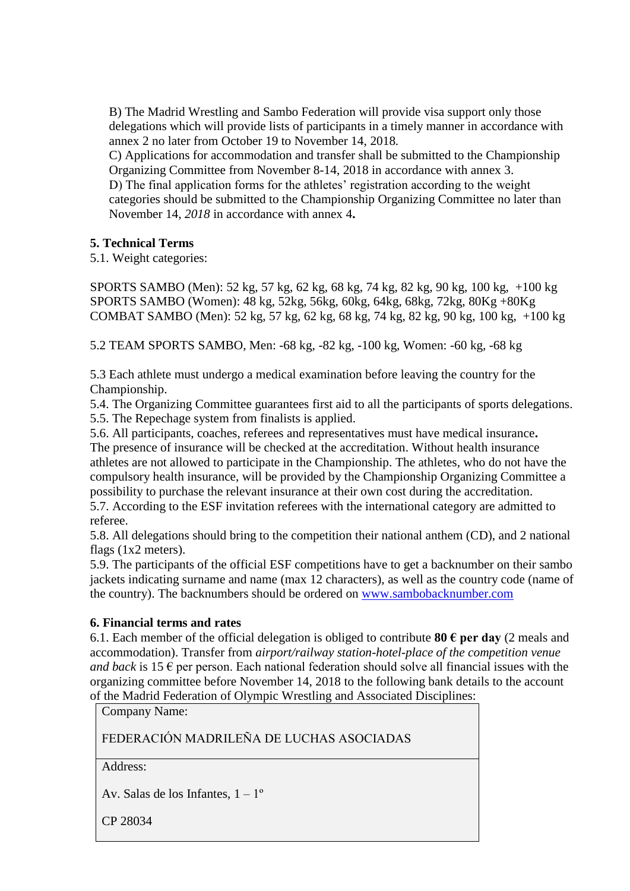B) The Madrid Wrestling and Sambo Federation will provide visa support only those delegations which will provide lists of participants in a timely manner in accordance with annex 2 no later from October 19 to November 14, 2018.

C) Applications for accommodation and transfer shall be submitted to the Championship Organizing Committee from November 8-14, 2018 in accordance with annex 3.

D) The final application forms for the athletes' registration according to the weight categories should be submitted to the Championship Organizing Committee no later than November 14, *2018* in accordance with annex 4**.**

### 5. Technical Terms

5.1. Weight categories:

SPORTS SAMBO (Men): 52 kg, 57 kg, 62 kg, 68 kg, 74 kg, 82 kg, 90 kg, 100 kg, +100 kg
SPORTS SAMBO (Women): 48 kg, 52kg, 56kg, 60kg, 64kg, 68kg, 72kg, 80Kg +80Kg
COMBAT SAMBO (Men): 52 kg, 57 kg, 62 kg, 68 kg, 74 kg, 82 kg, 90 kg, 100 kg, +100 kg

5.2 TEAM SPORTS SAMBO, Men: -68 kg, -82 kg, -100 kg, Women: -60 kg, -68 kg

5.3 Each athlete must undergo a medical examination before leaving the country for the Championship.

5.4. The Organizing Committee guarantees first aid to all the participants of sports delegations.

5.5. The Repechage system from finalists is applied.

5.6. All participants, coaches, referees and representatives must have medical insurance**.** The presence of insurance will be checked at the accreditation. Without health insurance athletes are not allowed to participate in the Championship. The athletes, who do not have the compulsory health insurance, will be provided by the Championship Organizing Committee a possibility to purchase the relevant insurance at their own cost during the accreditation.

5.7. According to the ESF invitation referees with the international category are admitted to referee.

5.8. All delegations should bring to the competition their national anthem (CD), and 2 national flags (1x2 meters).

5.9. The participants of the official ESF competitions have to get a backnumber on their sambo jackets indicating surname and name (max 12 characters), as well as the country code (name of the country). The backnumbers should be ordered on [www.sambobacknumber.com](http://www.sambobacknumber.com)

### 6. Financial terms and rates

6.1. Each member of the official delegation is obliged to contribute **80 € per day** (2 meals and accommodation). Transfer from *airport/railway station-hotel-place of the competition venue and back* is 15 € per person. Each national federation should solve all financial issues with the organizing committee before November 14, 2018 to the following bank details to the account of the Madrid Federation of Olympic Wrestling and Associated Disciplines:

| Company Name:<br><br>FEDERACIÓN MADRILEÑA DE LUCHAS ASOCIADAS |
|---|
| Address:<br><br>Av. Salas de los Infantes, 1 – 1º<br><br>CP 28034 |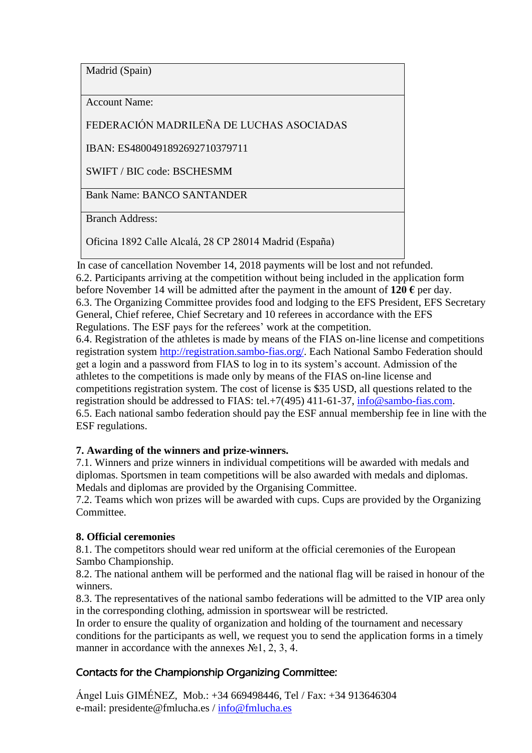| Madrid (Spain) |
|---|
| Account Name:<br><br>FEDERACIÓN MADRILEÑA DE LUCHAS ASOCIADAS<br><br>IBAN: ES4800491892692710379711<br><br>SWIFT / BIC code: BSCHESMM |
| Bank Name: BANCO SANTANDER |
| Branch Address:<br><br>Oficina 1892 Calle Alcalá, 28 CP 28014 Madrid (España) |

In case of cancellation November 14, 2018 payments will be lost and not refunded.

6.2. Participants arriving at the competition without being included in the application form before November 14 will be admitted after the payment in the amount of **120 €** per day.

6.3. The Organizing Committee provides food and lodging to the EFS President, EFS Secretary General, Chief referee, Chief Secretary and 10 referees in accordance with the EFS Regulations. The ESF pays for the referees' work at the competition.

6.4. Registration of the athletes is made by means of the FIAS on-line license and competitions registration system http://registration.sambo-fias.org/. Each National Sambo Federation should get a login and a password from FIAS to log in to its system's account. Admission of the athletes to the competitions is made only by means of the FIAS on-line license and competitions registration system. The cost of license is $35 USD, all questions related to the registration should be addressed to FIAS: tel.+7(495) 411-61-37, info@sambo-fias.com.

6.5. Each national sambo federation should pay the ESF annual membership fee in line with the ESF regulations.

**7. Awarding of the winners and prize-winners.**

7.1. Winners and prize winners in individual competitions will be awarded with medals and diplomas. Sportsmen in team competitions will be also awarded with medals and diplomas. Medals and diplomas are provided by the Organising Committee.

7.2. Teams which won prizes will be awarded with cups. Cups are provided by the Organizing Committee.

**8. Official ceremonies**

8.1. The competitors should wear red uniform at the official ceremonies of the European Sambo Championship.

8.2. The national anthem will be performed and the national flag will be raised in honour of the winners.

8.3. The representatives of the national sambo federations will be admitted to the VIP area only in the corresponding clothing, admission in sportswear will be restricted.

In order to ensure the quality of organization and holding of the tournament and necessary conditions for the participants as well, we request you to send the application forms in a timely manner in accordance with the annexes №1, 2, 3, 4.

## Contacts for the Championship Organizing Committee:

Ángel Luis GIMÉNEZ, Mob.: +34 669498446, Tel / Fax: +34 913646304
e-mail: presidente@fmlucha.es / info@fmlucha.es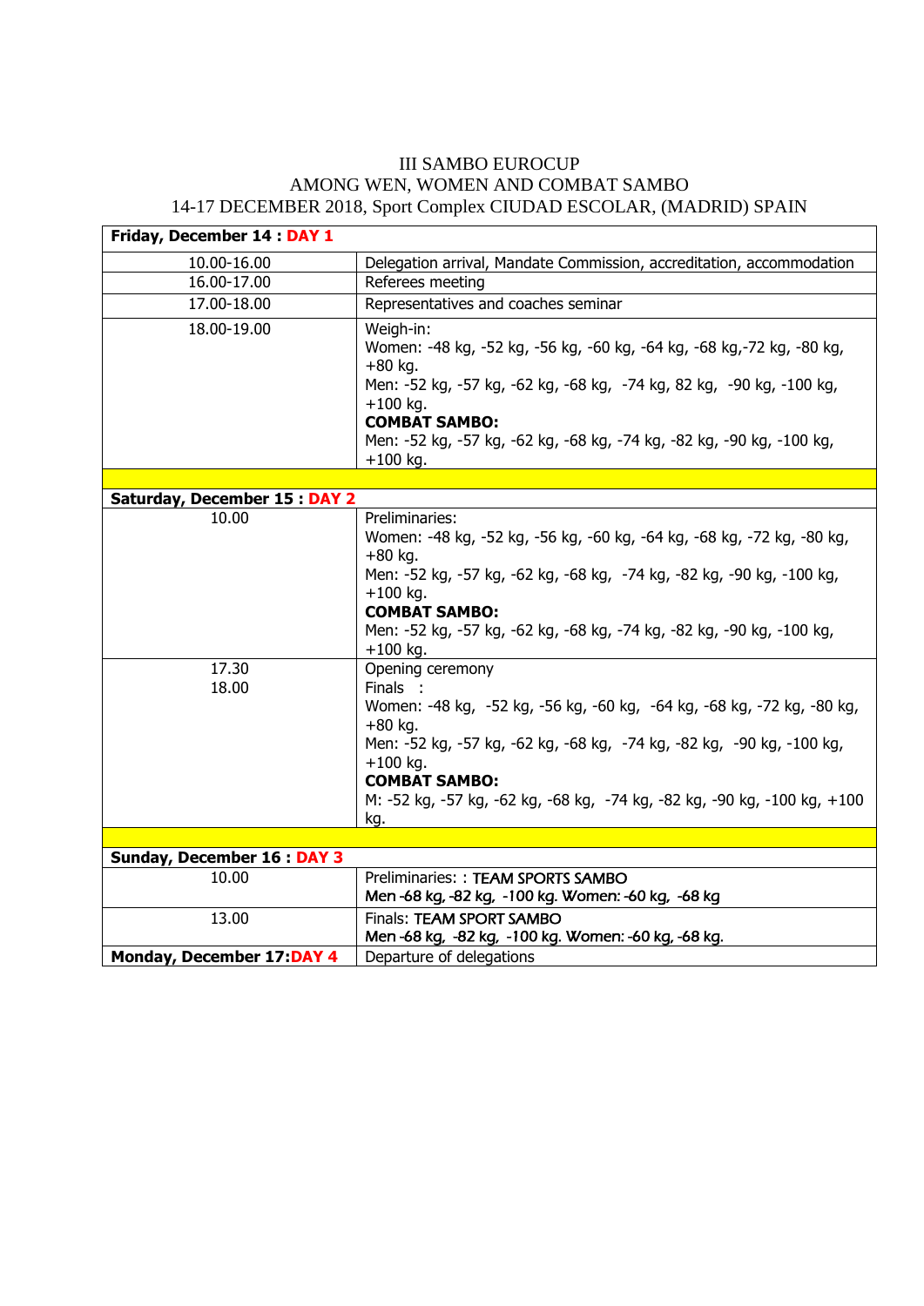III SAMBO EUROCUP
AMONG WEN, WOMEN AND COMBAT SAMBO
14-17 DECEMBER 2018, Sport Complex CIUDAD ESCOLAR, (MADRID) SPAIN

| **Friday, December 14 : DAY 1** | |
|---|---|
| 10.00-16.00 | Delegation arrival, Mandate Commission, accreditation, accommodation |
| 16.00-17.00 | Referees meeting |
| 17.00-18.00 | Representatives and coaches seminar |
| 18.00-19.00 | Weigh-in:<br>Women: -48 kg, -52 kg, -56 kg, -60 kg, -64 kg, -68 kg,-72 kg, -80 kg, +80 kg.<br>Men: -52 kg, -57 kg, -62 kg, -68 kg, -74 kg, 82 kg, -90 kg, -100 kg, +100 kg.<br>**COMBAT SAMBO:**<br>Men: -52 kg, -57 kg, -62 kg, -68 kg, -74 kg, -82 kg, -90 kg, -100 kg, +100 kg. |
| | |
| **Saturday, December 15 : DAY 2** | |
| 10.00 | Preliminaries:<br>Women: -48 kg, -52 kg, -56 kg, -60 kg, -64 kg, -68 kg, -72 kg, -80 kg, +80 kg.<br>Men: -52 kg, -57 kg, -62 kg, -68 kg, -74 kg, -82 kg, -90 kg, -100 kg, +100 kg.<br>**COMBAT SAMBO:**<br>Men: -52 kg, -57 kg, -62 kg, -68 kg, -74 kg, -82 kg, -90 kg, -100 kg, +100 kg. |
| 17.30<br>18.00 | Opening ceremony<br>Finals :<br>Women: -48 kg, -52 kg, -56 kg, -60 kg, -64 kg, -68 kg, -72 kg, -80 kg, +80 kg.<br>Men: -52 kg, -57 kg, -62 kg, -68 kg, -74 kg, -82 kg, -90 kg, -100 kg, +100 kg.<br>**COMBAT SAMBO:**<br>M: -52 kg, -57 kg, -62 kg, -68 kg, -74 kg, -82 kg, -90 kg, -100 kg, +100 kg. |
| | |
| **Sunday, December 16 : DAY 3** | |
| 10.00 | Preliminaries: : TEAM SPORTS SAMBO<br>Men -68 kg, -82 kg, -100 kg. Women: -60 kg, -68 kg |
| 13.00 | Finals: TEAM SPORT SAMBO<br>Men -68 kg, -82 kg, -100 kg. Women: -60 kg, -68 kg. |
| **Monday, December 17:DAY 4** | Departure of delegations |